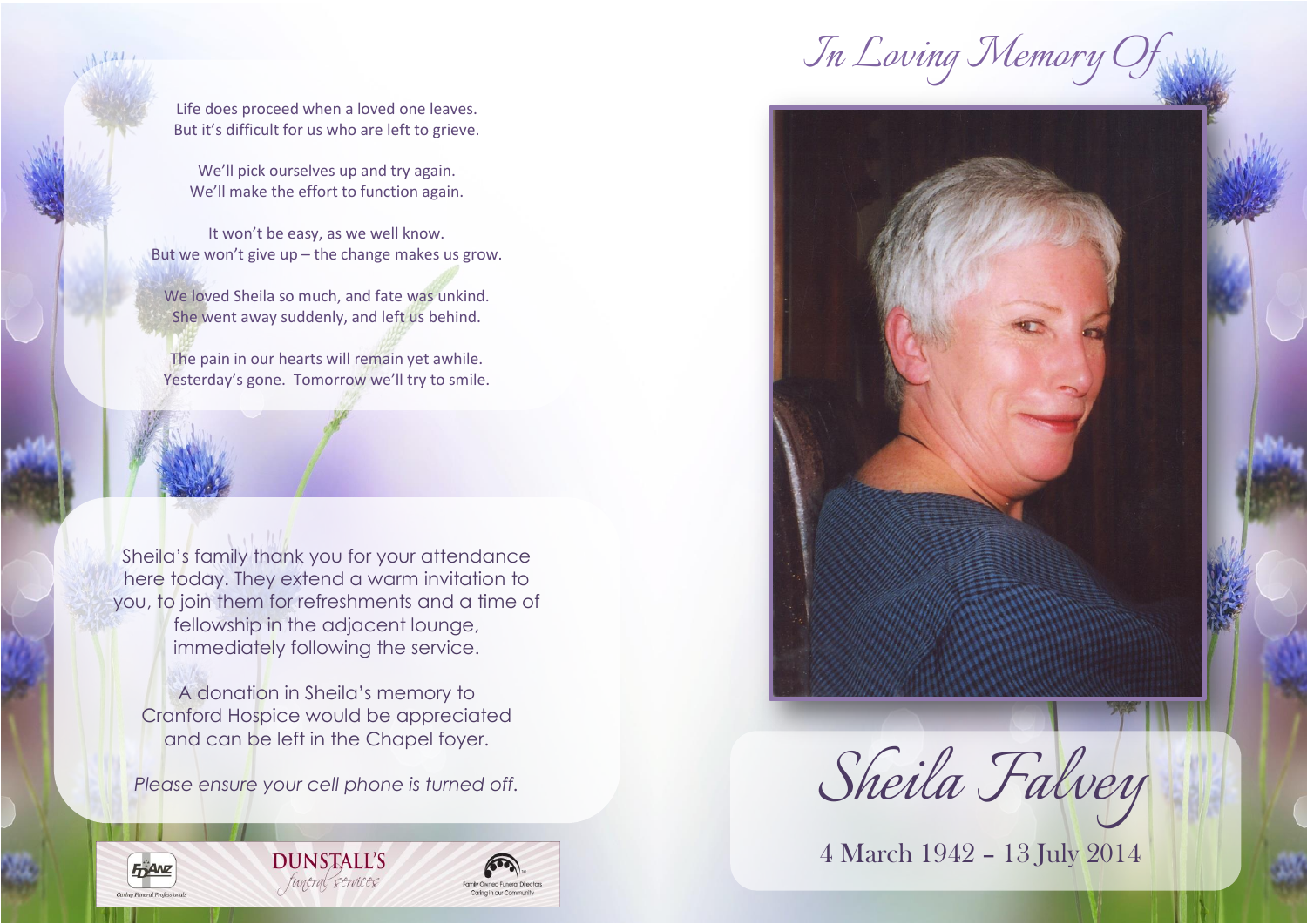Life does proceed when a loved one leaves.
But it's difficult for us who are left to grieve.

We'll pick ourselves up and try again.
We'll make the effort to function again.

It won't be easy, as we well know.
But we won't give up – the change makes us grow.

We loved Sheila so much, and fate was unkind.
She went away suddenly, and left us behind.

The pain in our hearts will remain yet awhile.
Yesterday's gone. Tomorrow we'll try to smile.

Sheila's family thank you for your attendance here today. They extend a warm invitation to you, to join them for refreshments and a time of fellowship in the adjacent lounge, immediately following the service.

A donation in Sheila's memory to Cranford Hospice would be appreciated and can be left in the Chapel foyer.

*Please ensure your cell phone is turned off.*

FDANZ Caring Funeral Professionals | DUNSTALL'S *funeral services* | Family Owned Funeral Directors Caring in our Community

*In Loving Memory Of*

# *Sheila Falvey*

4 March 1942 – 13 July 2014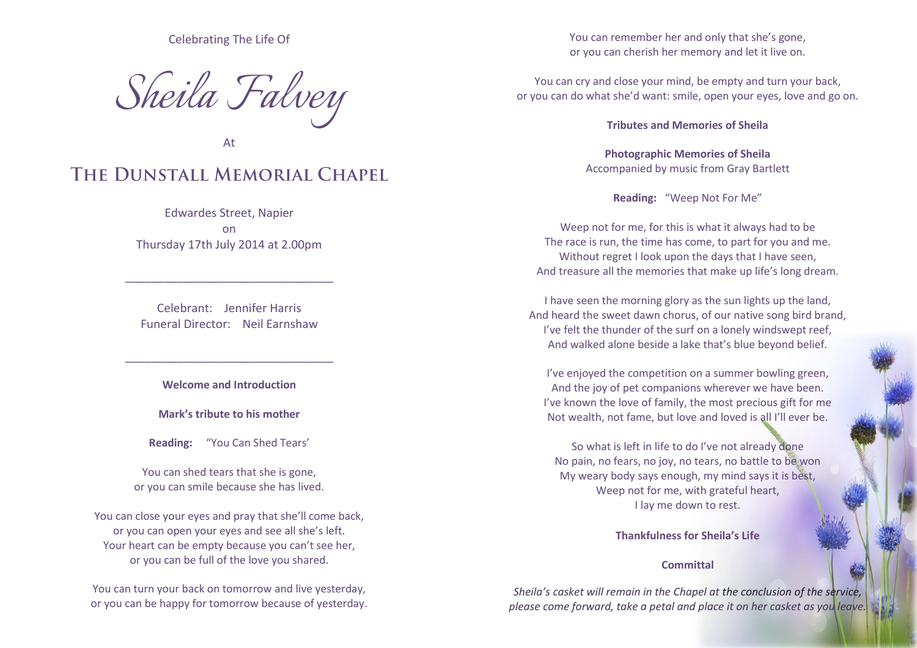Celebrating The Life Of

# Sheila Falvey

At

## The Dunstall Memorial Chapel

Edwardes Street, Napier
on
Thursday 17th July 2014 at 2.00pm

---

Celebrant: Jennifer Harris
Funeral Director: Neil Earnshaw

---

**Welcome and Introduction**

**Mark's tribute to his mother**

**Reading:** "You Can Shed Tears'

You can shed tears that she is gone,
or you can smile because she has lived.

You can close your eyes and pray that she'll come back,
or you can open your eyes and see all she's left.
Your heart can be empty because you can't see her,
or you can be full of the love you shared.

You can turn your back on tomorrow and live yesterday,
or you can be happy for tomorrow because of yesterday.

You can remember her and only that she's gone,
or you can cherish her memory and let it live on.

You can cry and close your mind, be empty and turn your back,
or you can do what she'd want: smile, open your eyes, love and go on.

**Tributes and Memories of Sheila**

**Photographic Memories of Sheila**
Accompanied by music from Gray Bartlett

**Reading:** "Weep Not For Me"

Weep not for me, for this is what it always had to be
The race is run, the time has come, to part for you and me.
Without regret I look upon the days that I have seen,
And treasure all the memories that make up life's long dream.

I have seen the morning glory as the sun lights up the land,
And heard the sweet dawn chorus, of our native song bird brand,
I've felt the thunder of the surf on a lonely windswept reef,
And walked alone beside a lake that's blue beyond belief.

I've enjoyed the competition on a summer bowling green,
And the joy of pet companions wherever we have been.
I've known the love of family, the most precious gift for me
Not wealth, not fame, but love and loved is all I'll ever be.

So what is left in life to do I've not already done
No pain, no fears, no joy, no tears, no battle to be won
My weary body says enough, my mind says it is best,
Weep not for me, with grateful heart,
I lay me down to rest.

**Thankfulness for Sheila's Life**

**Committal**

*Sheila's casket will remain in the Chapel at the conclusion of the service, please come forward, take a petal and place it on her casket as you leave.*